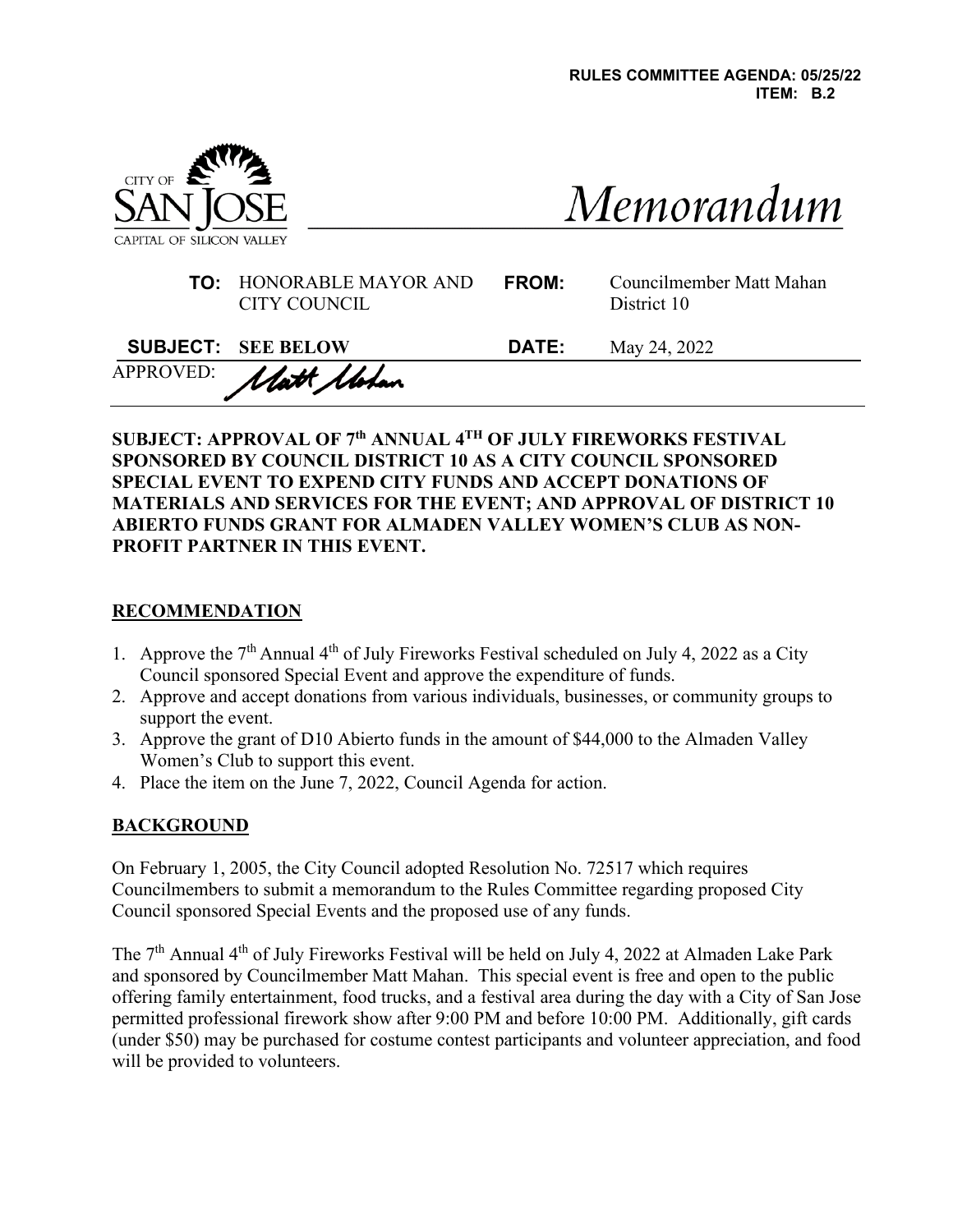**RULES COMMITTEE AGENDA: 05/25/22**
**ITEM: B.2**

CITY OF SAN JOSE
CAPITAL OF SILICON VALLEY

# *Memorandum*

| | | | |
|---|---|---|---|
| **TO:** | HONORABLE MAYOR AND CITY COUNCIL | **FROM:** | Councilmember Matt Mahan District 10 |
| **SUBJECT:** | **SEE BELOW** | **DATE:** | May 24, 2022 |

APPROVED: *Matt Mahan*

**SUBJECT: APPROVAL OF 7th ANNUAL 4TH OF JULY FIREWORKS FESTIVAL SPONSORED BY COUNCIL DISTRICT 10 AS A CITY COUNCIL SPONSORED SPECIAL EVENT TO EXPEND CITY FUNDS AND ACCEPT DONATIONS OF MATERIALS AND SERVICES FOR THE EVENT; AND APPROVAL OF DISTRICT 10 ABIERTO FUNDS GRANT FOR ALMADEN VALLEY WOMEN'S CLUB AS NON-PROFIT PARTNER IN THIS EVENT.**

## RECOMMENDATION

1. Approve the 7th Annual 4th of July Fireworks Festival scheduled on July 4, 2022 as a City Council sponsored Special Event and approve the expenditure of funds.
2. Approve and accept donations from various individuals, businesses, or community groups to support the event.
3. Approve the grant of D10 Abierto funds in the amount of $44,000 to the Almaden Valley Women's Club to support this event.
4. Place the item on the June 7, 2022, Council Agenda for action.

## BACKGROUND

On February 1, 2005, the City Council adopted Resolution No. 72517 which requires Councilmembers to submit a memorandum to the Rules Committee regarding proposed City Council sponsored Special Events and the proposed use of any funds.

The 7th Annual 4th of July Fireworks Festival will be held on July 4, 2022 at Almaden Lake Park and sponsored by Councilmember Matt Mahan. This special event is free and open to the public offering family entertainment, food trucks, and a festival area during the day with a City of San Jose permitted professional firework show after 9:00 PM and before 10:00 PM. Additionally, gift cards (under $50) may be purchased for costume contest participants and volunteer appreciation, and food will be provided to volunteers.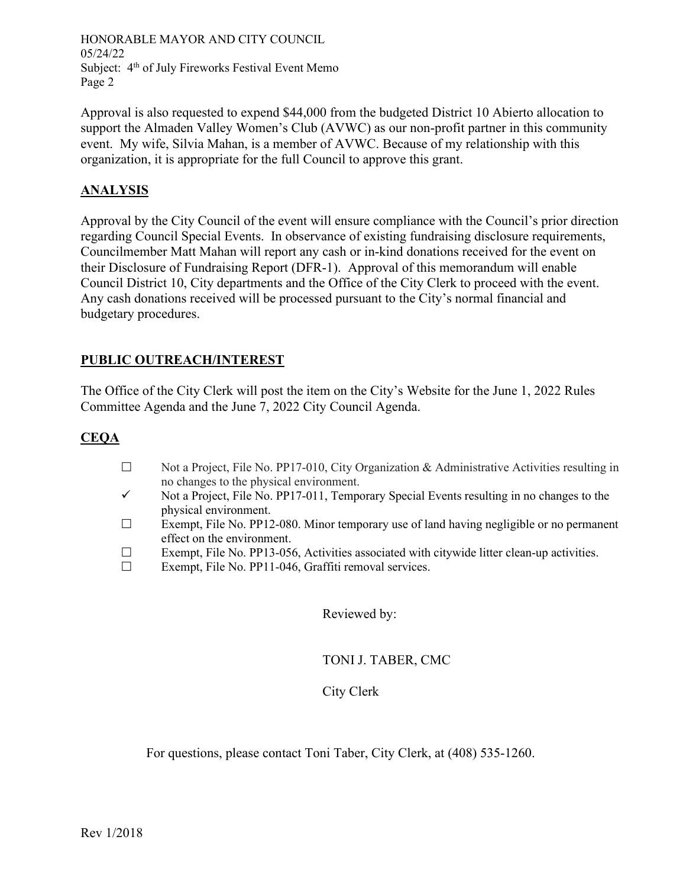Approval is also requested to expend $44,000 from the budgeted District 10 Abierto allocation to support the Almaden Valley Women's Club (AVWC) as our non-profit partner in this community event. My wife, Silvia Mahan, is a member of AVWC. Because of my relationship with this organization, it is appropriate for the full Council to approve this grant.

## **ANALYSIS**

Approval by the City Council of the event will ensure compliance with the Council's prior direction regarding Council Special Events. In observance of existing fundraising disclosure requirements, Councilmember Matt Mahan will report any cash or in-kind donations received for the event on their Disclosure of Fundraising Report (DFR-1). Approval of this memorandum will enable Council District 10, City departments and the Office of the City Clerk to proceed with the event. Any cash donations received will be processed pursuant to the City's normal financial and budgetary procedures.

## **PUBLIC OUTREACH/INTEREST**

The Office of the City Clerk will post the item on the City's Website for the June 1, 2022 Rules Committee Agenda and the June 7, 2022 City Council Agenda.

## **CEQA**

- ☐ Not a Project, File No. PP17-010, City Organization & Administrative Activities resulting in no changes to the physical environment.
- ✓ Not a Project, File No. PP17-011, Temporary Special Events resulting in no changes to the physical environment.
- ☐ Exempt, File No. PP12-080. Minor temporary use of land having negligible or no permanent effect on the environment.
- ☐ Exempt, File No. PP13-056, Activities associated with citywide litter clean-up activities.
- ☐ Exempt, File No. PP11-046, Graffiti removal services.

Reviewed by:

TONI J. TABER, CMC

City Clerk

For questions, please contact Toni Taber, City Clerk, at (408) 535-1260.

Rev 1/2018